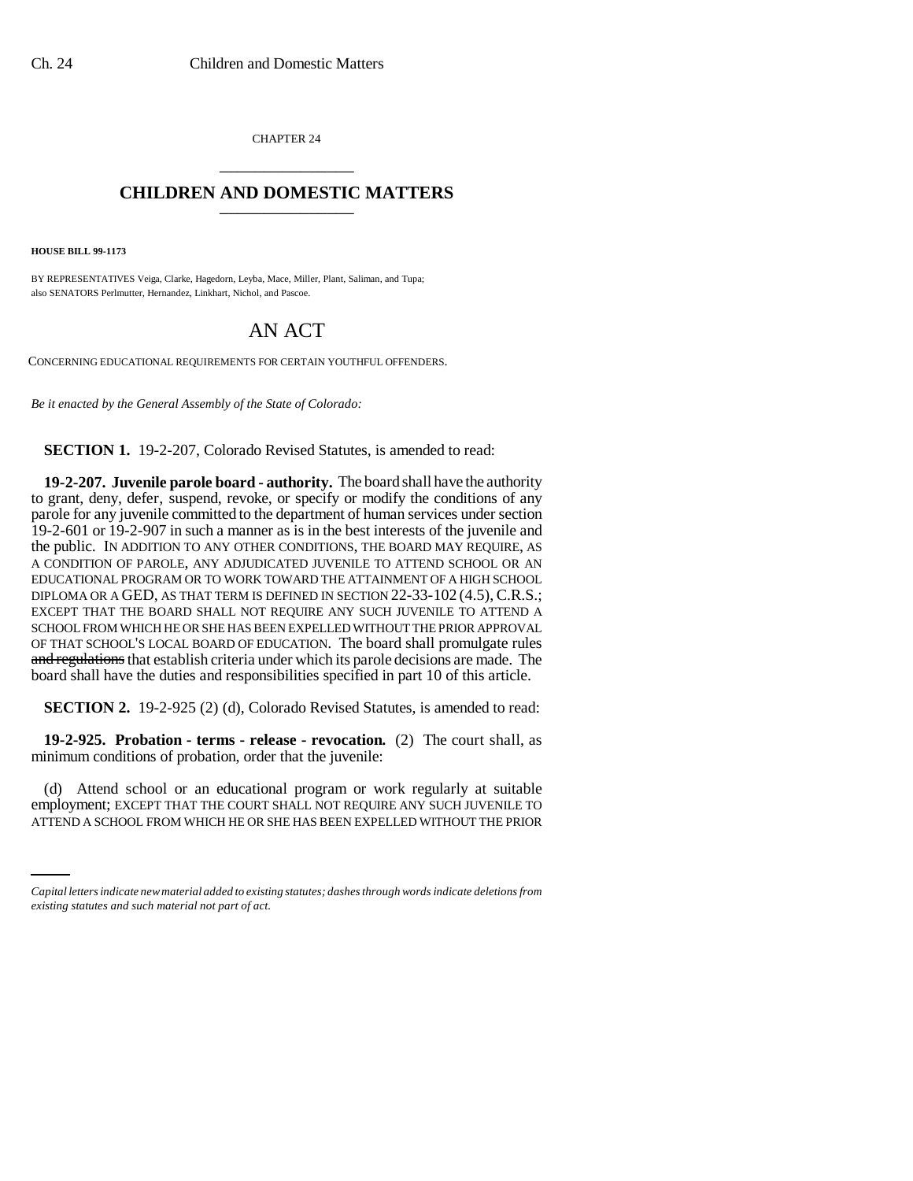CHAPTER 24

# CHILDREN AND DOMESTIC MATTERS

**HOUSE BILL 99-1173**

BY REPRESENTATIVES Veiga, Clarke, Hagedorn, Leyba, Mace, Miller, Plant, Saliman, and Tupa; also SENATORS Perlmutter, Hernandez, Linkhart, Nichol, and Pascoe.

# AN ACT

CONCERNING EDUCATIONAL REQUIREMENTS FOR CERTAIN YOUTHFUL OFFENDERS.

*Be it enacted by the General Assembly of the State of Colorado:*

**SECTION 1.** 19-2-207, Colorado Revised Statutes, is amended to read:

**19-2-207. Juvenile parole board - authority.** The board shall have the authority to grant, deny, defer, suspend, revoke, or specify or modify the conditions of any parole for any juvenile committed to the department of human services under section 19-2-601 or 19-2-907 in such a manner as is in the best interests of the juvenile and the public. IN ADDITION TO ANY OTHER CONDITIONS, THE BOARD MAY REQUIRE, AS A CONDITION OF PAROLE, ANY ADJUDICATED JUVENILE TO ATTEND SCHOOL OR AN EDUCATIONAL PROGRAM OR TO WORK TOWARD THE ATTAINMENT OF A HIGH SCHOOL DIPLOMA OR A GED, AS THAT TERM IS DEFINED IN SECTION 22-33-102 (4.5), C.R.S.; EXCEPT THAT THE BOARD SHALL NOT REQUIRE ANY SUCH JUVENILE TO ATTEND A SCHOOL FROM WHICH HE OR SHE HAS BEEN EXPELLED WITHOUT THE PRIOR APPROVAL OF THAT SCHOOL'S LOCAL BOARD OF EDUCATION. The board shall promulgate rules ~~and regulations~~ that establish criteria under which its parole decisions are made. The board shall have the duties and responsibilities specified in part 10 of this article.

**SECTION 2.** 19-2-925 (2) (d), Colorado Revised Statutes, is amended to read:

**19-2-925. Probation - terms - release - revocation.** (2) The court shall, as minimum conditions of probation, order that the juvenile:

(d) Attend school or an educational program or work regularly at suitable employment; EXCEPT THAT THE COURT SHALL NOT REQUIRE ANY SUCH JUVENILE TO ATTEND A SCHOOL FROM WHICH HE OR SHE HAS BEEN EXPELLED WITHOUT THE PRIOR

*Capital letters indicate new material added to existing statutes; dashes through words indicate deletions from existing statutes and such material not part of act.*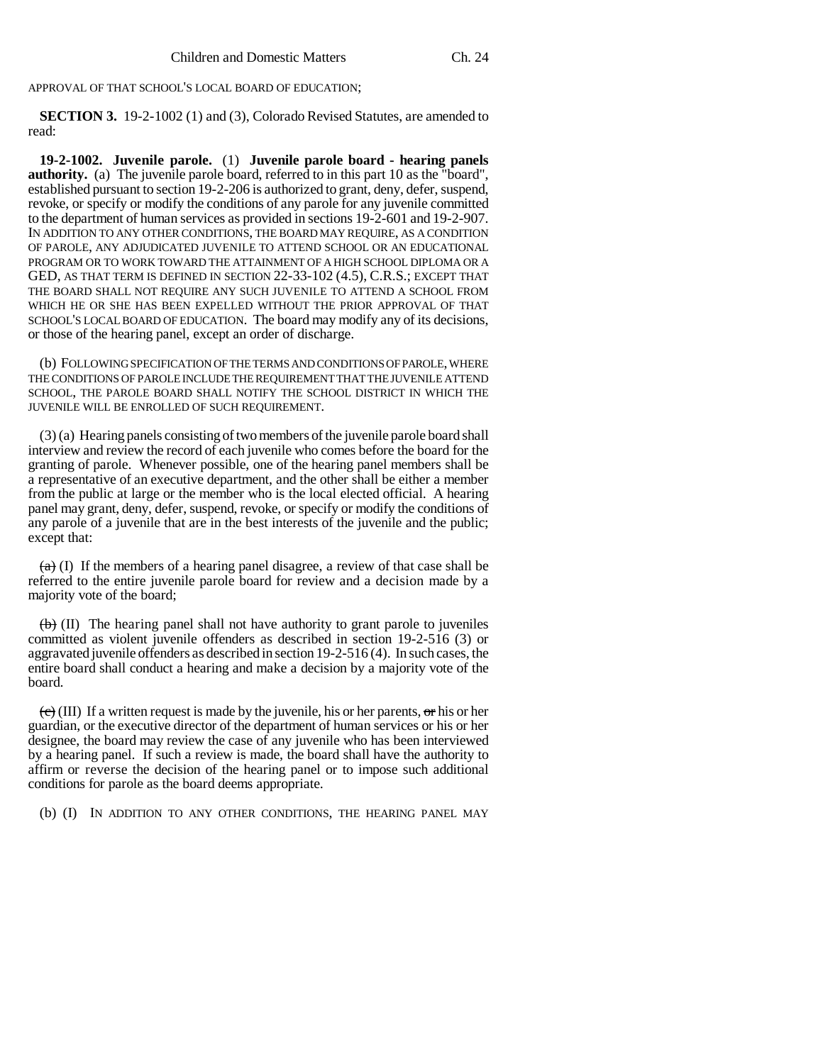APPROVAL OF THAT SCHOOL'S LOCAL BOARD OF EDUCATION;

**SECTION 3.** 19-2-1002 (1) and (3), Colorado Revised Statutes, are amended to read:

**19-2-1002. Juvenile parole.** (1) **Juvenile parole board - hearing panels authority.** (a) The juvenile parole board, referred to in this part 10 as the "board", established pursuant to section 19-2-206 is authorized to grant, deny, defer, suspend, revoke, or specify or modify the conditions of any parole for any juvenile committed to the department of human services as provided in sections 19-2-601 and 19-2-907. IN ADDITION TO ANY OTHER CONDITIONS, THE BOARD MAY REQUIRE, AS A CONDITION OF PAROLE, ANY ADJUDICATED JUVENILE TO ATTEND SCHOOL OR AN EDUCATIONAL PROGRAM OR TO WORK TOWARD THE ATTAINMENT OF A HIGH SCHOOL DIPLOMA OR A GED, AS THAT TERM IS DEFINED IN SECTION 22-33-102 (4.5), C.R.S.; EXCEPT THAT THE BOARD SHALL NOT REQUIRE ANY SUCH JUVENILE TO ATTEND A SCHOOL FROM WHICH HE OR SHE HAS BEEN EXPELLED WITHOUT THE PRIOR APPROVAL OF THAT SCHOOL'S LOCAL BOARD OF EDUCATION. The board may modify any of its decisions, or those of the hearing panel, except an order of discharge.

(b) FOLLOWING SPECIFICATION OF THE TERMS AND CONDITIONS OF PAROLE, WHERE THE CONDITIONS OF PAROLE INCLUDE THE REQUIREMENT THAT THE JUVENILE ATTEND SCHOOL, THE PAROLE BOARD SHALL NOTIFY THE SCHOOL DISTRICT IN WHICH THE JUVENILE WILL BE ENROLLED OF SUCH REQUIREMENT.

(3) (a) Hearing panels consisting of two members of the juvenile parole board shall interview and review the record of each juvenile who comes before the board for the granting of parole. Whenever possible, one of the hearing panel members shall be a representative of an executive department, and the other shall be either a member from the public at large or the member who is the local elected official. A hearing panel may grant, deny, defer, suspend, revoke, or specify or modify the conditions of any parole of a juvenile that are in the best interests of the juvenile and the public; except that:

~~(a)~~ (I) If the members of a hearing panel disagree, a review of that case shall be referred to the entire juvenile parole board for review and a decision made by a majority vote of the board;

~~(b)~~ (II) The hearing panel shall not have authority to grant parole to juveniles committed as violent juvenile offenders as described in section 19-2-516 (3) or aggravated juvenile offenders as described in section 19-2-516 (4). In such cases, the entire board shall conduct a hearing and make a decision by a majority vote of the board.

~~(c)~~ (III) If a written request is made by the juvenile, his or her parents, ~~or~~ his or her guardian, or the executive director of the department of human services or his or her designee, the board may review the case of any juvenile who has been interviewed by a hearing panel. If such a review is made, the board shall have the authority to affirm or reverse the decision of the hearing panel or to impose such additional conditions for parole as the board deems appropriate.

(b) (I) IN ADDITION TO ANY OTHER CONDITIONS, THE HEARING PANEL MAY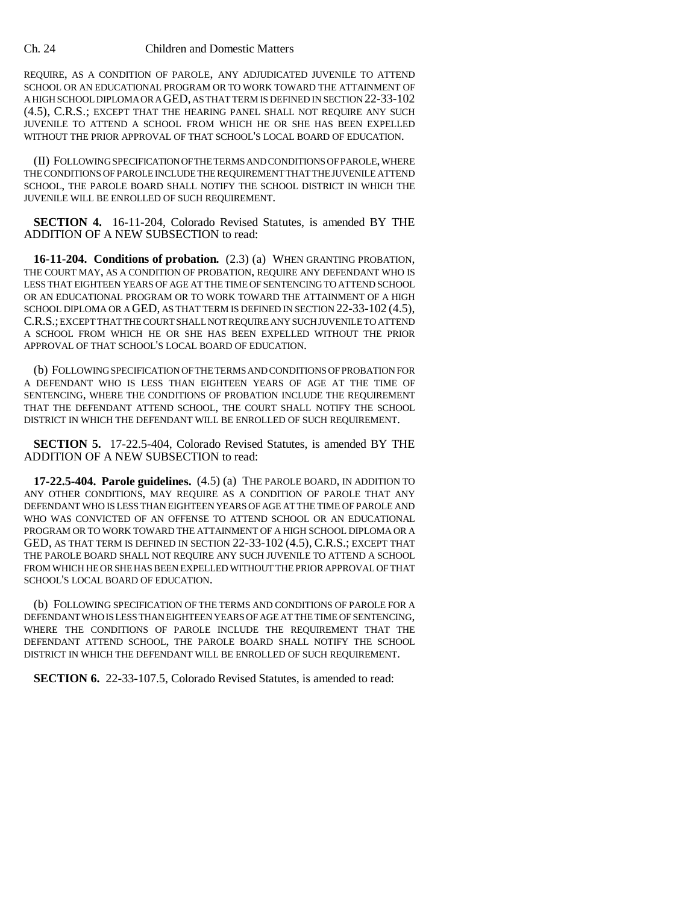REQUIRE, AS A CONDITION OF PAROLE, ANY ADJUDICATED JUVENILE TO ATTEND SCHOOL OR AN EDUCATIONAL PROGRAM OR TO WORK TOWARD THE ATTAINMENT OF A HIGH SCHOOL DIPLOMA OR A GED, AS THAT TERM IS DEFINED IN SECTION 22-33-102 (4.5), C.R.S.; EXCEPT THAT THE HEARING PANEL SHALL NOT REQUIRE ANY SUCH JUVENILE TO ATTEND A SCHOOL FROM WHICH HE OR SHE HAS BEEN EXPELLED WITHOUT THE PRIOR APPROVAL OF THAT SCHOOL'S LOCAL BOARD OF EDUCATION.

(II) FOLLOWING SPECIFICATION OF THE TERMS AND CONDITIONS OF PAROLE, WHERE THE CONDITIONS OF PAROLE INCLUDE THE REQUIREMENT THAT THE JUVENILE ATTEND SCHOOL, THE PAROLE BOARD SHALL NOTIFY THE SCHOOL DISTRICT IN WHICH THE JUVENILE WILL BE ENROLLED OF SUCH REQUIREMENT.

**SECTION 4.** 16-11-204, Colorado Revised Statutes, is amended BY THE ADDITION OF A NEW SUBSECTION to read:

**16-11-204. Conditions of probation.** (2.3) (a) WHEN GRANTING PROBATION, THE COURT MAY, AS A CONDITION OF PROBATION, REQUIRE ANY DEFENDANT WHO IS LESS THAT EIGHTEEN YEARS OF AGE AT THE TIME OF SENTENCING TO ATTEND SCHOOL OR AN EDUCATIONAL PROGRAM OR TO WORK TOWARD THE ATTAINMENT OF A HIGH SCHOOL DIPLOMA OR A GED, AS THAT TERM IS DEFINED IN SECTION 22-33-102 (4.5), C.R.S.; EXCEPT THAT THE COURT SHALL NOT REQUIRE ANY SUCH JUVENILE TO ATTEND A SCHOOL FROM WHICH HE OR SHE HAS BEEN EXPELLED WITHOUT THE PRIOR APPROVAL OF THAT SCHOOL'S LOCAL BOARD OF EDUCATION.

(b) FOLLOWING SPECIFICATION OF THE TERMS AND CONDITIONS OF PROBATION FOR A DEFENDANT WHO IS LESS THAN EIGHTEEN YEARS OF AGE AT THE TIME OF SENTENCING, WHERE THE CONDITIONS OF PROBATION INCLUDE THE REQUIREMENT THAT THE DEFENDANT ATTEND SCHOOL, THE COURT SHALL NOTIFY THE SCHOOL DISTRICT IN WHICH THE DEFENDANT WILL BE ENROLLED OF SUCH REQUIREMENT.

**SECTION 5.** 17-22.5-404, Colorado Revised Statutes, is amended BY THE ADDITION OF A NEW SUBSECTION to read:

**17-22.5-404. Parole guidelines.** (4.5) (a) THE PAROLE BOARD, IN ADDITION TO ANY OTHER CONDITIONS, MAY REQUIRE AS A CONDITION OF PAROLE THAT ANY DEFENDANT WHO IS LESS THAN EIGHTEEN YEARS OF AGE AT THE TIME OF PAROLE AND WHO WAS CONVICTED OF AN OFFENSE TO ATTEND SCHOOL OR AN EDUCATIONAL PROGRAM OR TO WORK TOWARD THE ATTAINMENT OF A HIGH SCHOOL DIPLOMA OR A GED, AS THAT TERM IS DEFINED IN SECTION 22-33-102 (4.5), C.R.S.; EXCEPT THAT THE PAROLE BOARD SHALL NOT REQUIRE ANY SUCH JUVENILE TO ATTEND A SCHOOL FROM WHICH HE OR SHE HAS BEEN EXPELLED WITHOUT THE PRIOR APPROVAL OF THAT SCHOOL'S LOCAL BOARD OF EDUCATION.

(b) FOLLOWING SPECIFICATION OF THE TERMS AND CONDITIONS OF PAROLE FOR A DEFENDANT WHO IS LESS THAN EIGHTEEN YEARS OF AGE AT THE TIME OF SENTENCING, WHERE THE CONDITIONS OF PAROLE INCLUDE THE REQUIREMENT THAT THE DEFENDANT ATTEND SCHOOL, THE PAROLE BOARD SHALL NOTIFY THE SCHOOL DISTRICT IN WHICH THE DEFENDANT WILL BE ENROLLED OF SUCH REQUIREMENT.

**SECTION 6.** 22-33-107.5, Colorado Revised Statutes, is amended to read: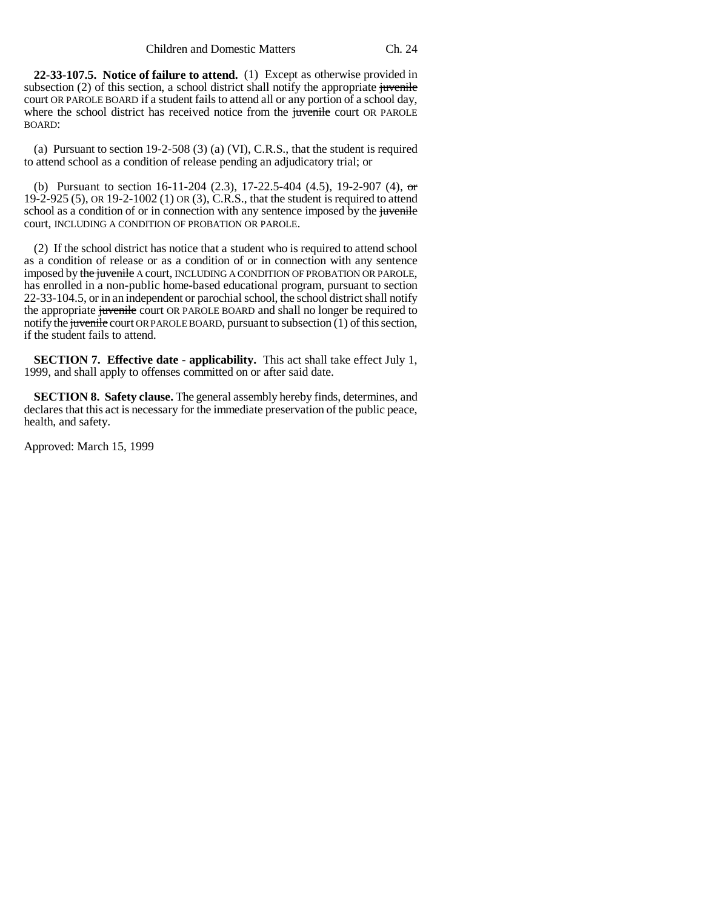**22-33-107.5. Notice of failure to attend.** (1) Except as otherwise provided in subsection (2) of this section, a school district shall notify the appropriate ~~juvenile~~ court OR PAROLE BOARD if a student fails to attend all or any portion of a school day, where the school district has received notice from the ~~juvenile~~ court OR PAROLE BOARD:

(a) Pursuant to section 19-2-508 (3) (a) (VI), C.R.S., that the student is required to attend school as a condition of release pending an adjudicatory trial; or

(b) Pursuant to section 16-11-204 (2.3), 17-22.5-404 (4.5), 19-2-907 (4), ~~or~~ 19-2-925 (5), OR 19-2-1002 (1) OR (3), C.R.S., that the student is required to attend school as a condition of or in connection with any sentence imposed by the ~~juvenile~~ court, INCLUDING A CONDITION OF PROBATION OR PAROLE.

(2) If the school district has notice that a student who is required to attend school as a condition of release or as a condition of or in connection with any sentence imposed by ~~the juvenile~~ A court, INCLUDING A CONDITION OF PROBATION OR PAROLE, has enrolled in a non-public home-based educational program, pursuant to section 22-33-104.5, or in an independent or parochial school, the school district shall notify the appropriate ~~juvenile~~ court OR PAROLE BOARD and shall no longer be required to notify the ~~juvenile~~ court OR PAROLE BOARD, pursuant to subsection (1) of this section, if the student fails to attend.

**SECTION 7. Effective date - applicability.** This act shall take effect July 1, 1999, and shall apply to offenses committed on or after said date.

**SECTION 8. Safety clause.** The general assembly hereby finds, determines, and declares that this act is necessary for the immediate preservation of the public peace, health, and safety.

Approved: March 15, 1999